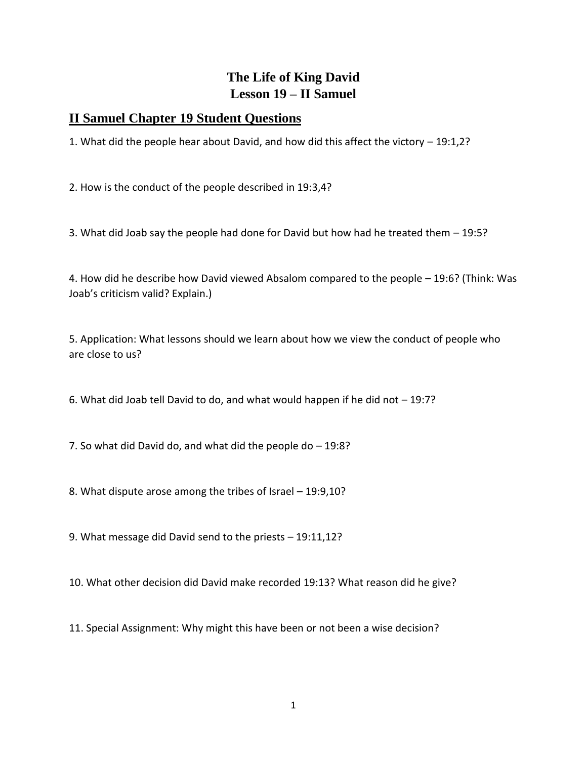# The Life of King David
# Lesson 19 – II Samuel

## II Samuel Chapter 19 Student Questions

1. What did the people hear about David, and how did this affect the victory – 19:1,2?

2. How is the conduct of the people described in 19:3,4?

3. What did Joab say the people had done for David but how had he treated them – 19:5?

4. How did he describe how David viewed Absalom compared to the people – 19:6? (Think: Was Joab's criticism valid? Explain.)

5. Application: What lessons should we learn about how we view the conduct of people who are close to us?

6. What did Joab tell David to do, and what would happen if he did not – 19:7?

7. So what did David do, and what did the people do – 19:8?

8. What dispute arose among the tribes of Israel – 19:9,10?

9. What message did David send to the priests – 19:11,12?

10. What other decision did David make recorded 19:13? What reason did he give?

11. Special Assignment: Why might this have been or not been a wise decision?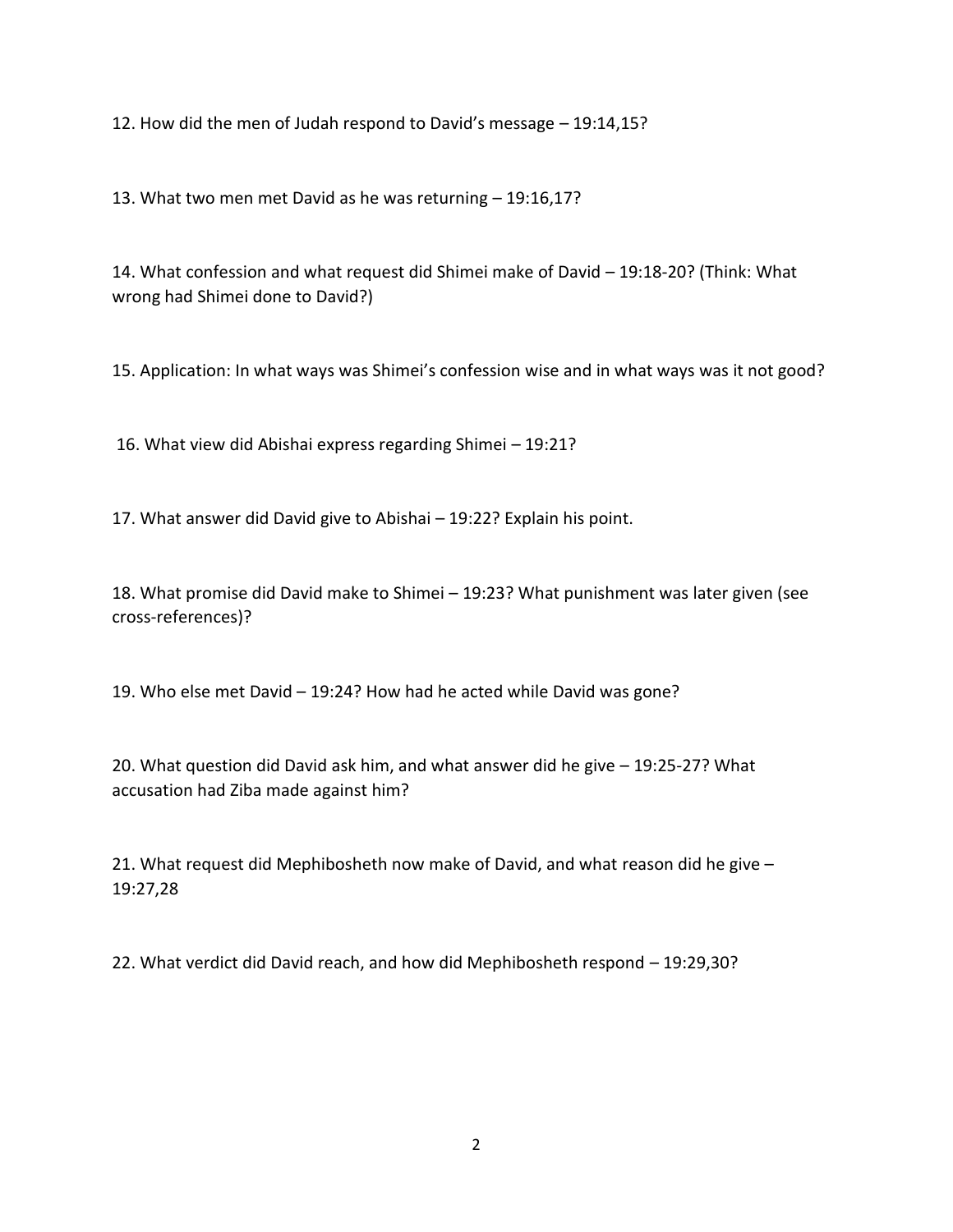12. How did the men of Judah respond to David's message – 19:14,15?

13. What two men met David as he was returning – 19:16,17?

14. What confession and what request did Shimei make of David – 19:18-20? (Think: What wrong had Shimei done to David?)

15. Application: In what ways was Shimei's confession wise and in what ways was it not good?

16. What view did Abishai express regarding Shimei – 19:21?

17. What answer did David give to Abishai – 19:22? Explain his point.

18. What promise did David make to Shimei – 19:23? What punishment was later given (see cross-references)?

19. Who else met David – 19:24? How had he acted while David was gone?

20. What question did David ask him, and what answer did he give – 19:25-27? What accusation had Ziba made against him?

21. What request did Mephibosheth now make of David, and what reason did he give – 19:27,28

22. What verdict did David reach, and how did Mephibosheth respond – 19:29,30?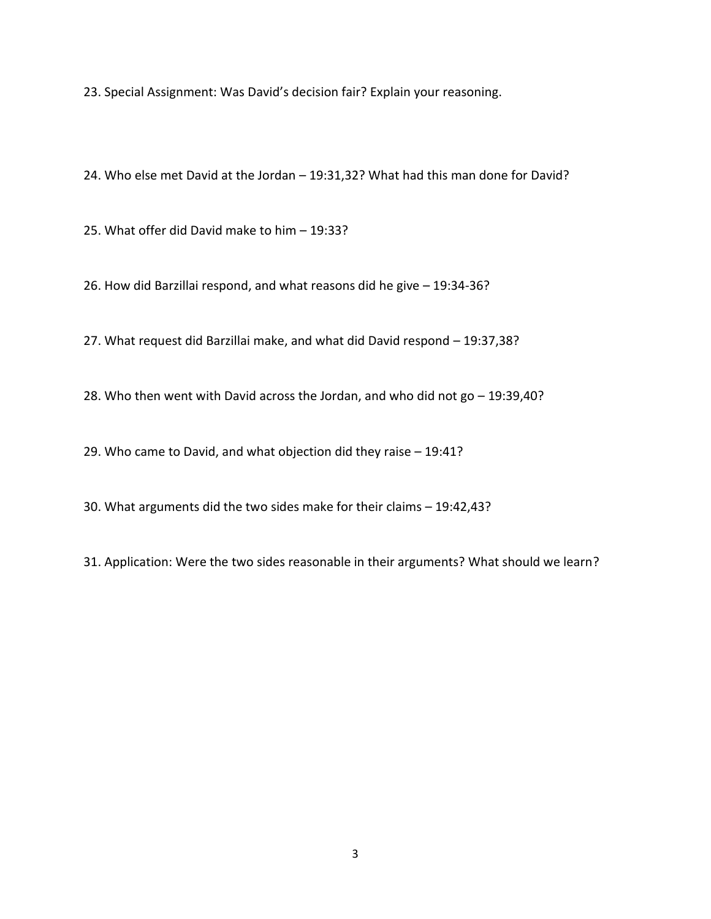23. Special Assignment: Was David's decision fair? Explain your reasoning.

24. Who else met David at the Jordan – 19:31,32? What had this man done for David?

25. What offer did David make to him – 19:33?

26. How did Barzillai respond, and what reasons did he give – 19:34-36?

27. What request did Barzillai make, and what did David respond – 19:37,38?

28. Who then went with David across the Jordan, and who did not go – 19:39,40?

29. Who came to David, and what objection did they raise – 19:41?

30. What arguments did the two sides make for their claims – 19:42,43?

31. Application: Were the two sides reasonable in their arguments? What should we learn?